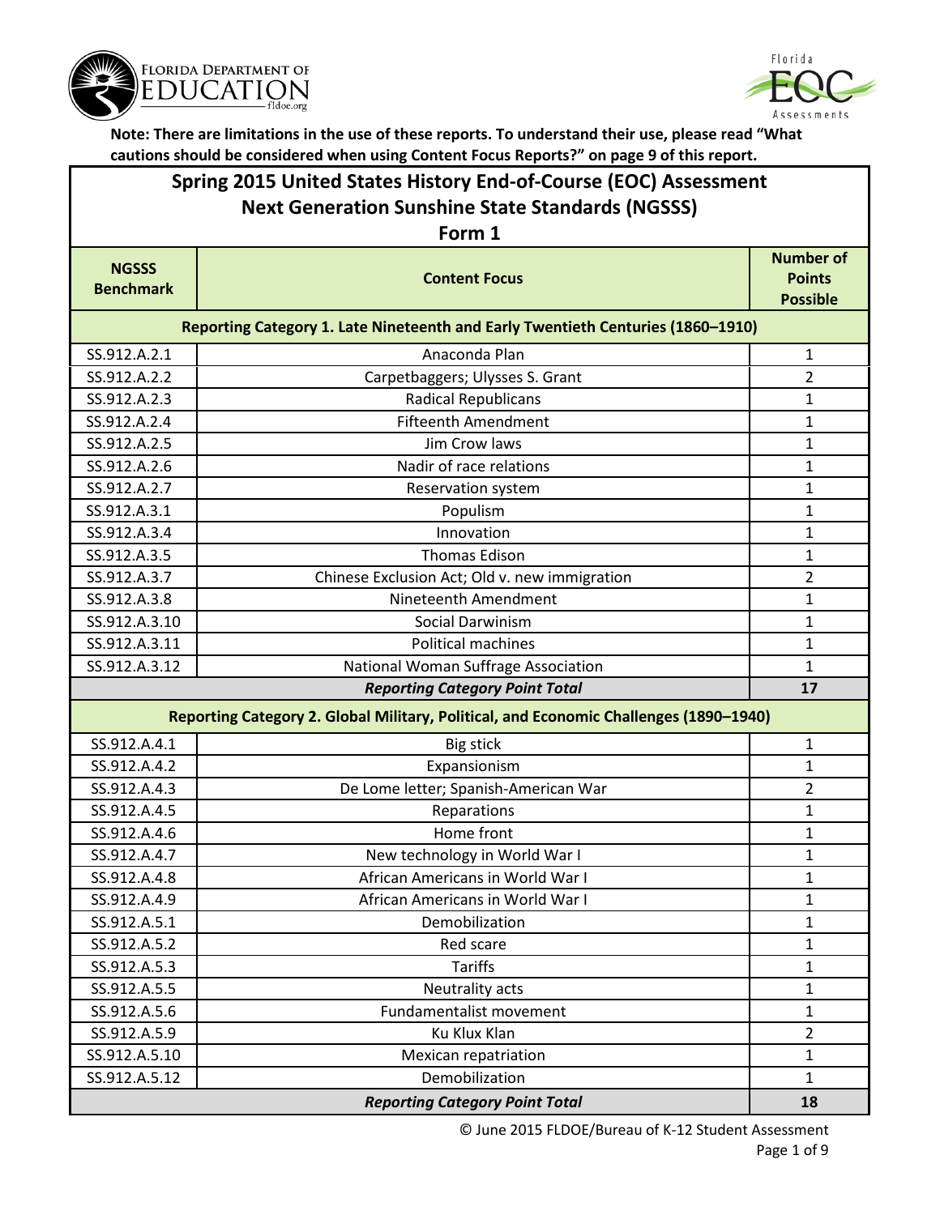**Note: There are limitations in the use of these reports. To understand their use, please read "What cautions should be considered when using Content Focus Reports?" on page 9 of this report.**

## Spring 2015 United States History End-of-Course (EOC) Assessment Next Generation Sunshine State Standards (NGSSS) Form 1

| NGSSS Benchmark | Content Focus | Number of Points Possible |
|---|---|---|
| **Reporting Category 1. Late Nineteenth and Early Twentieth Centuries (1860–1910)** | | |
| SS.912.A.2.1 | Anaconda Plan | 1 |
| SS.912.A.2.2 | Carpetbaggers; Ulysses S. Grant | 2 |
| SS.912.A.2.3 | Radical Republicans | 1 |
| SS.912.A.2.4 | Fifteenth Amendment | 1 |
| SS.912.A.2.5 | Jim Crow laws | 1 |
| SS.912.A.2.6 | Nadir of race relations | 1 |
| SS.912.A.2.7 | Reservation system | 1 |
| SS.912.A.3.1 | Populism | 1 |
| SS.912.A.3.4 | Innovation | 1 |
| SS.912.A.3.5 | Thomas Edison | 1 |
| SS.912.A.3.7 | Chinese Exclusion Act; Old v. new immigration | 2 |
| SS.912.A.3.8 | Nineteenth Amendment | 1 |
| SS.912.A.3.10 | Social Darwinism | 1 |
| SS.912.A.3.11 | Political machines | 1 |
| SS.912.A.3.12 | National Woman Suffrage Association | 1 |
| | ***Reporting Category Point Total*** | **17** |
| **Reporting Category 2. Global Military, Political, and Economic Challenges (1890–1940)** | | |
| SS.912.A.4.1 | Big stick | 1 |
| SS.912.A.4.2 | Expansionism | 1 |
| SS.912.A.4.3 | De Lome letter; Spanish-American War | 2 |
| SS.912.A.4.5 | Reparations | 1 |
| SS.912.A.4.6 | Home front | 1 |
| SS.912.A.4.7 | New technology in World War I | 1 |
| SS.912.A.4.8 | African Americans in World War I | 1 |
| SS.912.A.4.9 | African Americans in World War I | 1 |
| SS.912.A.5.1 | Demobilization | 1 |
| SS.912.A.5.2 | Red scare | 1 |
| SS.912.A.5.3 | Tariffs | 1 |
| SS.912.A.5.5 | Neutrality acts | 1 |
| SS.912.A.5.6 | Fundamentalist movement | 1 |
| SS.912.A.5.9 | Ku Klux Klan | 2 |
| SS.912.A.5.10 | Mexican repatriation | 1 |
| SS.912.A.5.12 | Demobilization | 1 |
| | ***Reporting Category Point Total*** | **18** |

© June 2015 FLDOE/Bureau of K-12 Student Assessment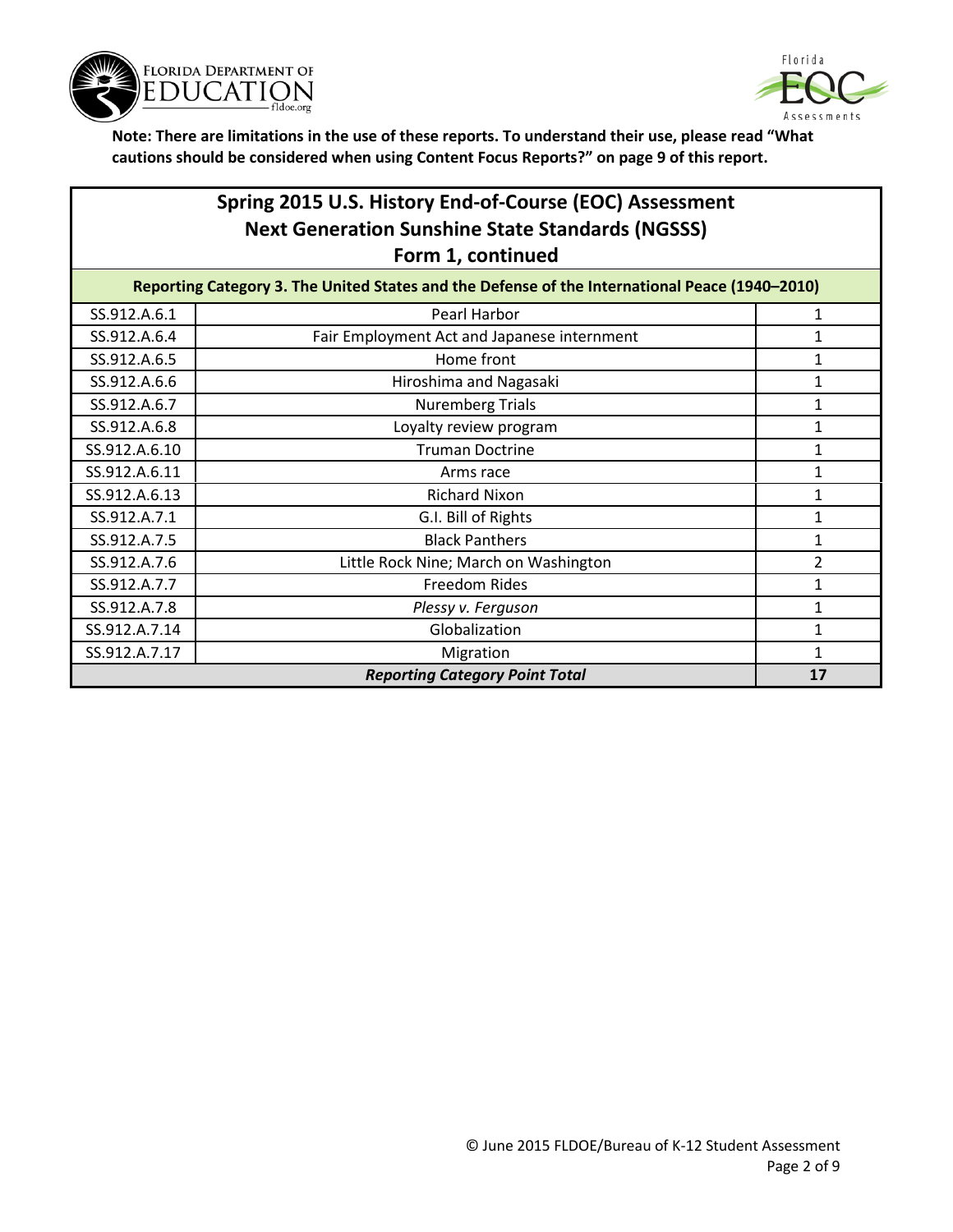**Note: There are limitations in the use of these reports. To understand their use, please read "What cautions should be considered when using Content Focus Reports?" on page 9 of this report.**

## Spring 2015 U.S. History End-of-Course (EOC) Assessment
## Next Generation Sunshine State Standards (NGSSS)
## Form 1, continued

| Reporting Category 3. The United States and the Defense of the International Peace (1940–2010) | | |
|---|---|---|
| SS.912.A.6.1 | Pearl Harbor | 1 |
| SS.912.A.6.4 | Fair Employment Act and Japanese internment | 1 |
| SS.912.A.6.5 | Home front | 1 |
| SS.912.A.6.6 | Hiroshima and Nagasaki | 1 |
| SS.912.A.6.7 | Nuremberg Trials | 1 |
| SS.912.A.6.8 | Loyalty review program | 1 |
| SS.912.A.6.10 | Truman Doctrine | 1 |
| SS.912.A.6.11 | Arms race | 1 |
| SS.912.A.6.13 | Richard Nixon | 1 |
| SS.912.A.7.1 | G.I. Bill of Rights | 1 |
| SS.912.A.7.5 | Black Panthers | 1 |
| SS.912.A.7.6 | Little Rock Nine; March on Washington | 2 |
| SS.912.A.7.7 | Freedom Rides | 1 |
| SS.912.A.7.8 | *Plessy v. Ferguson* | 1 |
| SS.912.A.7.14 | Globalization | 1 |
| SS.912.A.7.17 | Migration | 1 |
| ***Reporting Category Point Total*** | | **17** |

© June 2015 FLDOE/Bureau of K-12 Student Assessment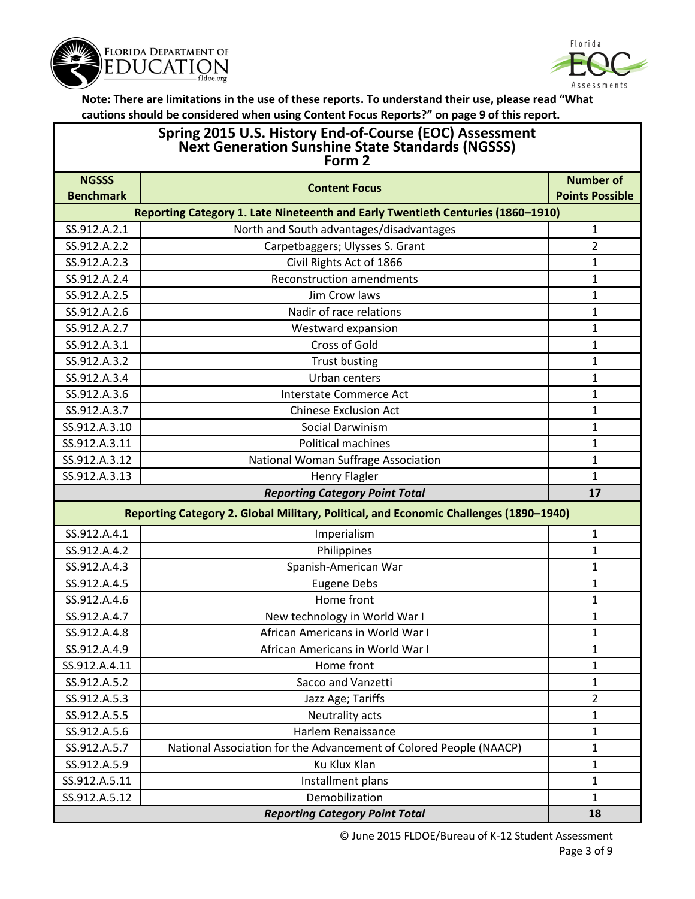**Note: There are limitations in the use of these reports. To understand their use, please read "What cautions should be considered when using Content Focus Reports?" on page 9 of this report.**

## Spring 2015 U.S. History End-of-Course (EOC) Assessment Next Generation Sunshine State Standards (NGSSS) Form 2

| NGSSS Benchmark | Content Focus | Number of Points Possible |
|---|---|---|
| **Reporting Category 1. Late Nineteenth and Early Twentieth Centuries (1860–1910)** | | |
| SS.912.A.2.1 | North and South advantages/disadvantages | 1 |
| SS.912.A.2.2 | Carpetbaggers; Ulysses S. Grant | 2 |
| SS.912.A.2.3 | Civil Rights Act of 1866 | 1 |
| SS.912.A.2.4 | Reconstruction amendments | 1 |
| SS.912.A.2.5 | Jim Crow laws | 1 |
| SS.912.A.2.6 | Nadir of race relations | 1 |
| SS.912.A.2.7 | Westward expansion | 1 |
| SS.912.A.3.1 | Cross of Gold | 1 |
| SS.912.A.3.2 | Trust busting | 1 |
| SS.912.A.3.4 | Urban centers | 1 |
| SS.912.A.3.6 | Interstate Commerce Act | 1 |
| SS.912.A.3.7 | Chinese Exclusion Act | 1 |
| SS.912.A.3.10 | Social Darwinism | 1 |
| SS.912.A.3.11 | Political machines | 1 |
| SS.912.A.3.12 | National Woman Suffrage Association | 1 |
| SS.912.A.3.13 | Henry Flagler | 1 |
| | ***Reporting Category Point Total*** | **17** |
| **Reporting Category 2. Global Military, Political, and Economic Challenges (1890–1940)** | | |
| SS.912.A.4.1 | Imperialism | 1 |
| SS.912.A.4.2 | Philippines | 1 |
| SS.912.A.4.3 | Spanish-American War | 1 |
| SS.912.A.4.5 | Eugene Debs | 1 |
| SS.912.A.4.6 | Home front | 1 |
| SS.912.A.4.7 | New technology in World War I | 1 |
| SS.912.A.4.8 | African Americans in World War I | 1 |
| SS.912.A.4.9 | African Americans in World War I | 1 |
| SS.912.A.4.11 | Home front | 1 |
| SS.912.A.5.2 | Sacco and Vanzetti | 1 |
| SS.912.A.5.3 | Jazz Age; Tariffs | 2 |
| SS.912.A.5.5 | Neutrality acts | 1 |
| SS.912.A.5.6 | Harlem Renaissance | 1 |
| SS.912.A.5.7 | National Association for the Advancement of Colored People (NAACP) | 1 |
| SS.912.A.5.9 | Ku Klux Klan | 1 |
| SS.912.A.5.11 | Installment plans | 1 |
| SS.912.A.5.12 | Demobilization | 1 |
| | ***Reporting Category Point Total*** | **18** |

© June 2015 FLDOE/Bureau of K-12 Student Assessment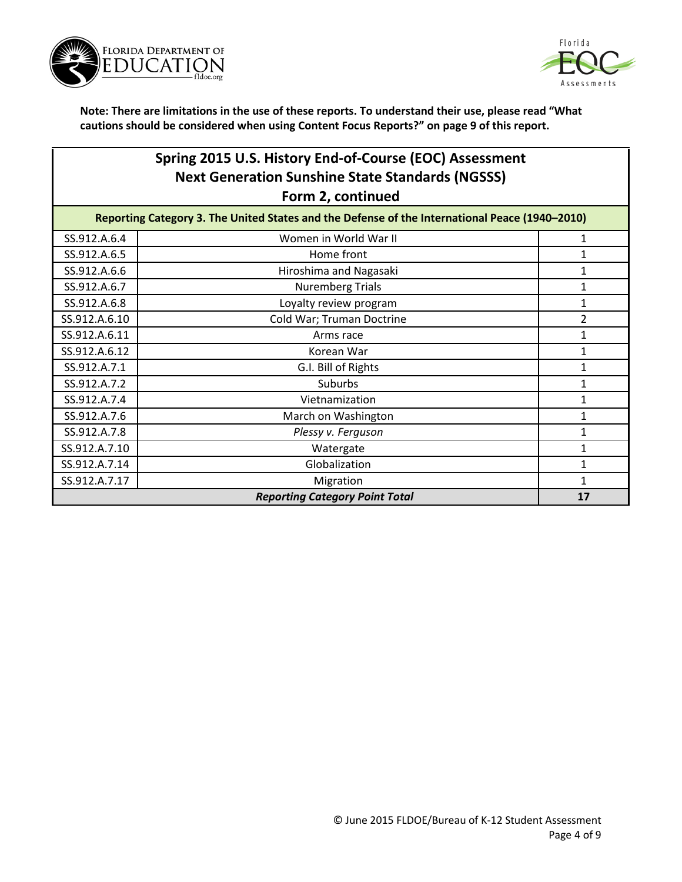**Note: There are limitations in the use of these reports. To understand their use, please read "What cautions should be considered when using Content Focus Reports?" on page 9 of this report.**

## Spring 2015 U.S. History End-of-Course (EOC) Assessment Next Generation Sunshine State Standards (NGSSS) Form 2, continued

| Reporting Category 3. The United States and the Defense of the International Peace (1940–2010) | | |
|---|---|---|
| SS.912.A.6.4 | Women in World War II | 1 |
| SS.912.A.6.5 | Home front | 1 |
| SS.912.A.6.6 | Hiroshima and Nagasaki | 1 |
| SS.912.A.6.7 | Nuremberg Trials | 1 |
| SS.912.A.6.8 | Loyalty review program | 1 |
| SS.912.A.6.10 | Cold War; Truman Doctrine | 2 |
| SS.912.A.6.11 | Arms race | 1 |
| SS.912.A.6.12 | Korean War | 1 |
| SS.912.A.7.1 | G.I. Bill of Rights | 1 |
| SS.912.A.7.2 | Suburbs | 1 |
| SS.912.A.7.4 | Vietnamization | 1 |
| SS.912.A.7.6 | March on Washington | 1 |
| SS.912.A.7.8 | *Plessy v. Ferguson* | 1 |
| SS.912.A.7.10 | Watergate | 1 |
| SS.912.A.7.14 | Globalization | 1 |
| SS.912.A.7.17 | Migration | 1 |
| ***Reporting Category Point Total*** | | **17** |

© June 2015 FLDOE/Bureau of K-12 Student Assessment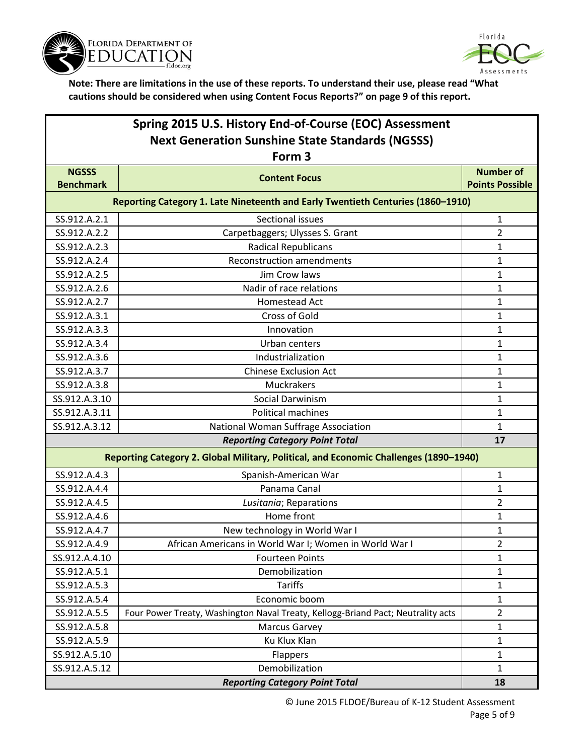**Note: There are limitations in the use of these reports. To understand their use, please read "What cautions should be considered when using Content Focus Reports?" on page 9 of this report.**

## Spring 2015 U.S. History End-of-Course (EOC) Assessment Next Generation Sunshine State Standards (NGSSS) Form 3

| NGSSS Benchmark | Content Focus | Number of Points Possible |
|---|---|---|
| **Reporting Category 1. Late Nineteenth and Early Twentieth Centuries (1860–1910)** | | |
| SS.912.A.2.1 | Sectional issues | 1 |
| SS.912.A.2.2 | Carpetbaggers; Ulysses S. Grant | 2 |
| SS.912.A.2.3 | Radical Republicans | 1 |
| SS.912.A.2.4 | Reconstruction amendments | 1 |
| SS.912.A.2.5 | Jim Crow laws | 1 |
| SS.912.A.2.6 | Nadir of race relations | 1 |
| SS.912.A.2.7 | Homestead Act | 1 |
| SS.912.A.3.1 | Cross of Gold | 1 |
| SS.912.A.3.3 | Innovation | 1 |
| SS.912.A.3.4 | Urban centers | 1 |
| SS.912.A.3.6 | Industrialization | 1 |
| SS.912.A.3.7 | Chinese Exclusion Act | 1 |
| SS.912.A.3.8 | Muckrakers | 1 |
| SS.912.A.3.10 | Social Darwinism | 1 |
| SS.912.A.3.11 | Political machines | 1 |
| SS.912.A.3.12 | National Woman Suffrage Association | 1 |
| | ***Reporting Category Point Total*** | **17** |
| **Reporting Category 2. Global Military, Political, and Economic Challenges (1890–1940)** | | |
| SS.912.A.4.3 | Spanish-American War | 1 |
| SS.912.A.4.4 | Panama Canal | 1 |
| SS.912.A.4.5 | *Lusitania*; Reparations | 2 |
| SS.912.A.4.6 | Home front | 1 |
| SS.912.A.4.7 | New technology in World War I | 1 |
| SS.912.A.4.9 | African Americans in World War I; Women in World War I | 2 |
| SS.912.A.4.10 | Fourteen Points | 1 |
| SS.912.A.5.1 | Demobilization | 1 |
| SS.912.A.5.3 | Tariffs | 1 |
| SS.912.A.5.4 | Economic boom | 1 |
| SS.912.A.5.5 | Four Power Treaty, Washington Naval Treaty, Kellogg-Briand Pact; Neutrality acts | 2 |
| SS.912.A.5.8 | Marcus Garvey | 1 |
| SS.912.A.5.9 | Ku Klux Klan | 1 |
| SS.912.A.5.10 | Flappers | 1 |
| SS.912.A.5.12 | Demobilization | 1 |
| | ***Reporting Category Point Total*** | **18** |

© June 2015 FLDOE/Bureau of K-12 Student Assessment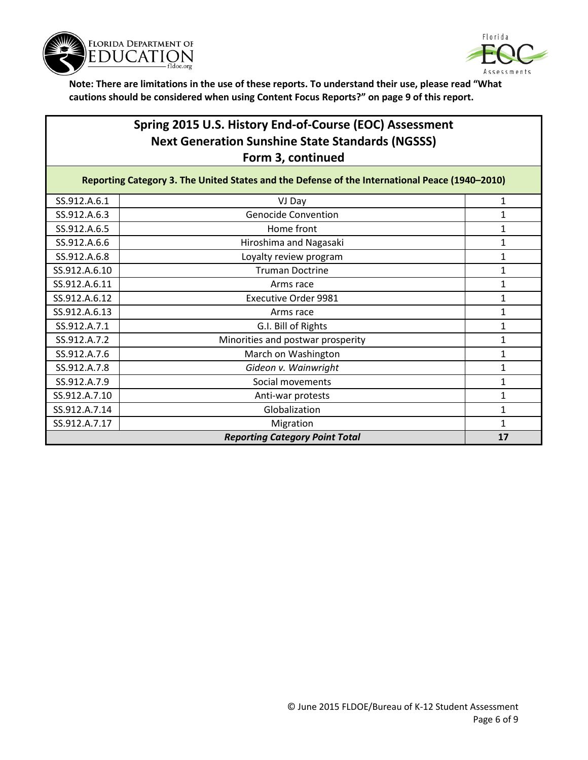**Note: There are limitations in the use of these reports. To understand their use, please read “What cautions should be considered when using Content Focus Reports?” on page 9 of this report.**

## Spring 2015 U.S. History End-of-Course (EOC) Assessment Next Generation Sunshine State Standards (NGSSS) Form 3, continued

| Reporting Category 3. The United States and the Defense of the International Peace (1940–2010) | | |
|---|---|---|
| SS.912.A.6.1 | VJ Day | 1 |
| SS.912.A.6.3 | Genocide Convention | 1 |
| SS.912.A.6.5 | Home front | 1 |
| SS.912.A.6.6 | Hiroshima and Nagasaki | 1 |
| SS.912.A.6.8 | Loyalty review program | 1 |
| SS.912.A.6.10 | Truman Doctrine | 1 |
| SS.912.A.6.11 | Arms race | 1 |
| SS.912.A.6.12 | Executive Order 9981 | 1 |
| SS.912.A.6.13 | Arms race | 1 |
| SS.912.A.7.1 | G.I. Bill of Rights | 1 |
| SS.912.A.7.2 | Minorities and postwar prosperity | 1 |
| SS.912.A.7.6 | March on Washington | 1 |
| SS.912.A.7.8 | *Gideon v. Wainwright* | 1 |
| SS.912.A.7.9 | Social movements | 1 |
| SS.912.A.7.10 | Anti-war protests | 1 |
| SS.912.A.7.14 | Globalization | 1 |
| SS.912.A.7.17 | Migration | 1 |
| ***Reporting Category Point Total*** | | **17** |

© June 2015 FLDOE/Bureau of K-12 Student Assessment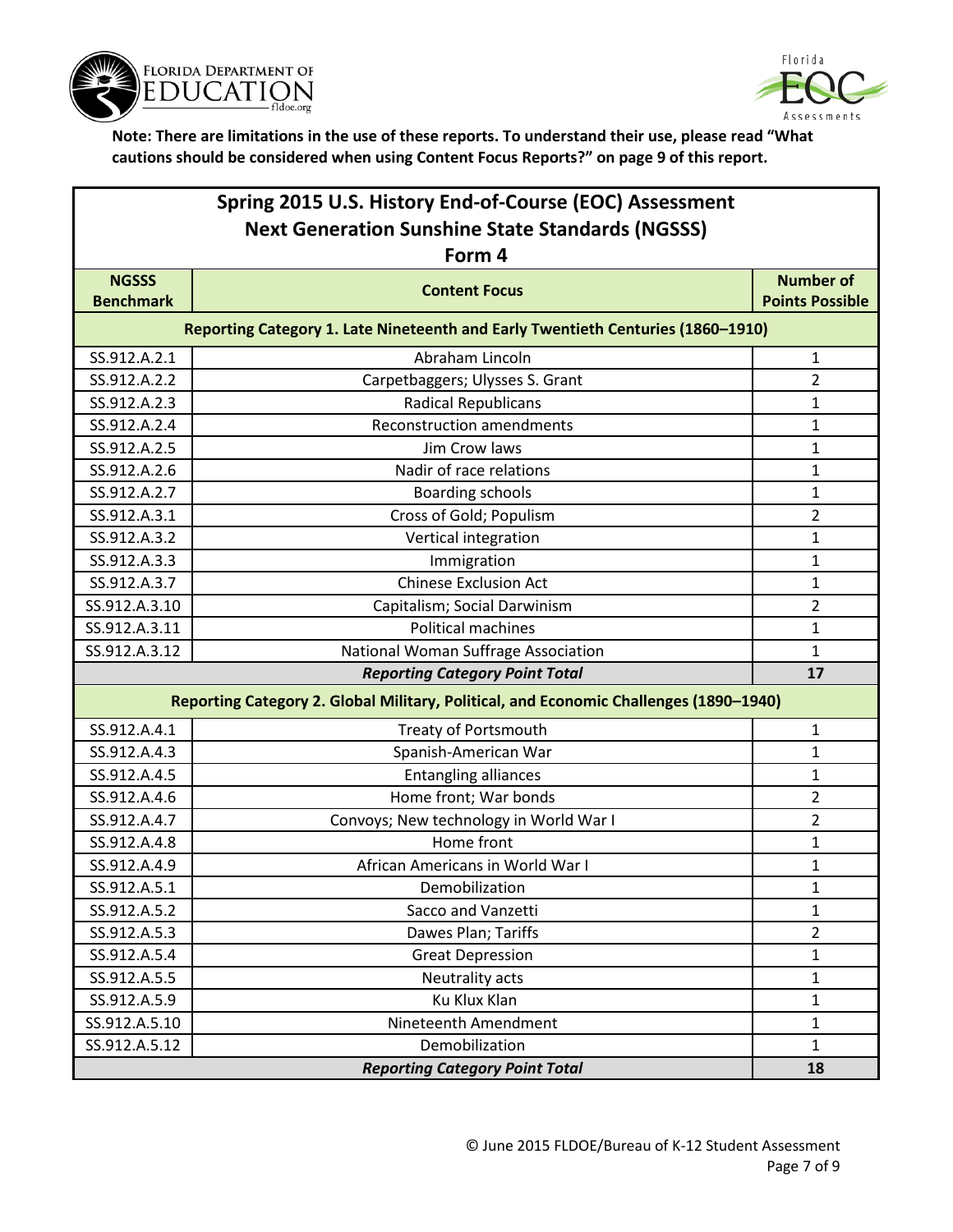**Note: There are limitations in the use of these reports. To understand their use, please read "What cautions should be considered when using Content Focus Reports?" on page 9 of this report.**

## Spring 2015 U.S. History End-of-Course (EOC) Assessment
## Next Generation Sunshine State Standards (NGSSS)
## Form 4

| NGSSS Benchmark | Content Focus | Number of Points Possible |
|---|---|---|
| **Reporting Category 1. Late Nineteenth and Early Twentieth Centuries (1860–1910)** | | |
| SS.912.A.2.1 | Abraham Lincoln | 1 |
| SS.912.A.2.2 | Carpetbaggers; Ulysses S. Grant | 2 |
| SS.912.A.2.3 | Radical Republicans | 1 |
| SS.912.A.2.4 | Reconstruction amendments | 1 |
| SS.912.A.2.5 | Jim Crow laws | 1 |
| SS.912.A.2.6 | Nadir of race relations | 1 |
| SS.912.A.2.7 | Boarding schools | 1 |
| SS.912.A.3.1 | Cross of Gold; Populism | 2 |
| SS.912.A.3.2 | Vertical integration | 1 |
| SS.912.A.3.3 | Immigration | 1 |
| SS.912.A.3.7 | Chinese Exclusion Act | 1 |
| SS.912.A.3.10 | Capitalism; Social Darwinism | 2 |
| SS.912.A.3.11 | Political machines | 1 |
| SS.912.A.3.12 | National Woman Suffrage Association | 1 |
| | ***Reporting Category Point Total*** | **17** |
| **Reporting Category 2. Global Military, Political, and Economic Challenges (1890–1940)** | | |
| SS.912.A.4.1 | Treaty of Portsmouth | 1 |
| SS.912.A.4.3 | Spanish-American War | 1 |
| SS.912.A.4.5 | Entangling alliances | 1 |
| SS.912.A.4.6 | Home front; War bonds | 2 |
| SS.912.A.4.7 | Convoys; New technology in World War I | 2 |
| SS.912.A.4.8 | Home front | 1 |
| SS.912.A.4.9 | African Americans in World War I | 1 |
| SS.912.A.5.1 | Demobilization | 1 |
| SS.912.A.5.2 | Sacco and Vanzetti | 1 |
| SS.912.A.5.3 | Dawes Plan; Tariffs | 2 |
| SS.912.A.5.4 | Great Depression | 1 |
| SS.912.A.5.5 | Neutrality acts | 1 |
| SS.912.A.5.9 | Ku Klux Klan | 1 |
| SS.912.A.5.10 | Nineteenth Amendment | 1 |
| SS.912.A.5.12 | Demobilization | 1 |
| | ***Reporting Category Point Total*** | **18** |

© June 2015 FLDOE/Bureau of K-12 Student Assessment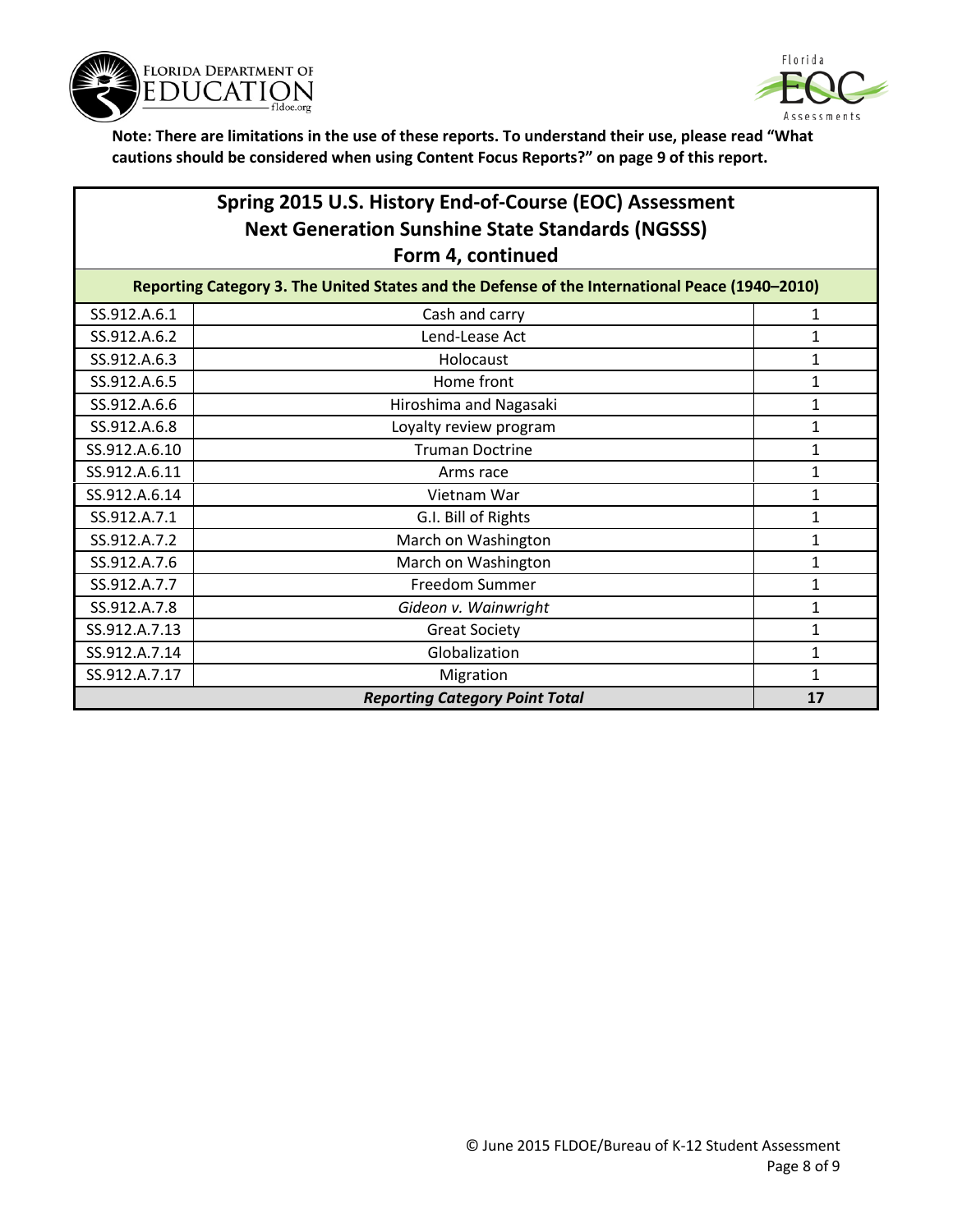**Note: There are limitations in the use of these reports. To understand their use, please read "What cautions should be considered when using Content Focus Reports?" on page 9 of this report.**

## Spring 2015 U.S. History End-of-Course (EOC) Assessment
## Next Generation Sunshine State Standards (NGSSS)
## Form 4, continued

| Reporting Category 3. The United States and the Defense of the International Peace (1940–2010) | | |
|---|---|---|
| SS.912.A.6.1 | Cash and carry | 1 |
| SS.912.A.6.2 | Lend-Lease Act | 1 |
| SS.912.A.6.3 | Holocaust | 1 |
| SS.912.A.6.5 | Home front | 1 |
| SS.912.A.6.6 | Hiroshima and Nagasaki | 1 |
| SS.912.A.6.8 | Loyalty review program | 1 |
| SS.912.A.6.10 | Truman Doctrine | 1 |
| SS.912.A.6.11 | Arms race | 1 |
| SS.912.A.6.14 | Vietnam War | 1 |
| SS.912.A.7.1 | G.I. Bill of Rights | 1 |
| SS.912.A.7.2 | March on Washington | 1 |
| SS.912.A.7.6 | March on Washington | 1 |
| SS.912.A.7.7 | Freedom Summer | 1 |
| SS.912.A.7.8 | *Gideon v. Wainwright* | 1 |
| SS.912.A.7.13 | Great Society | 1 |
| SS.912.A.7.14 | Globalization | 1 |
| SS.912.A.7.17 | Migration | 1 |
| ***Reporting Category Point Total*** | | **17** |

© June 2015 FLDOE/Bureau of K-12 Student Assessment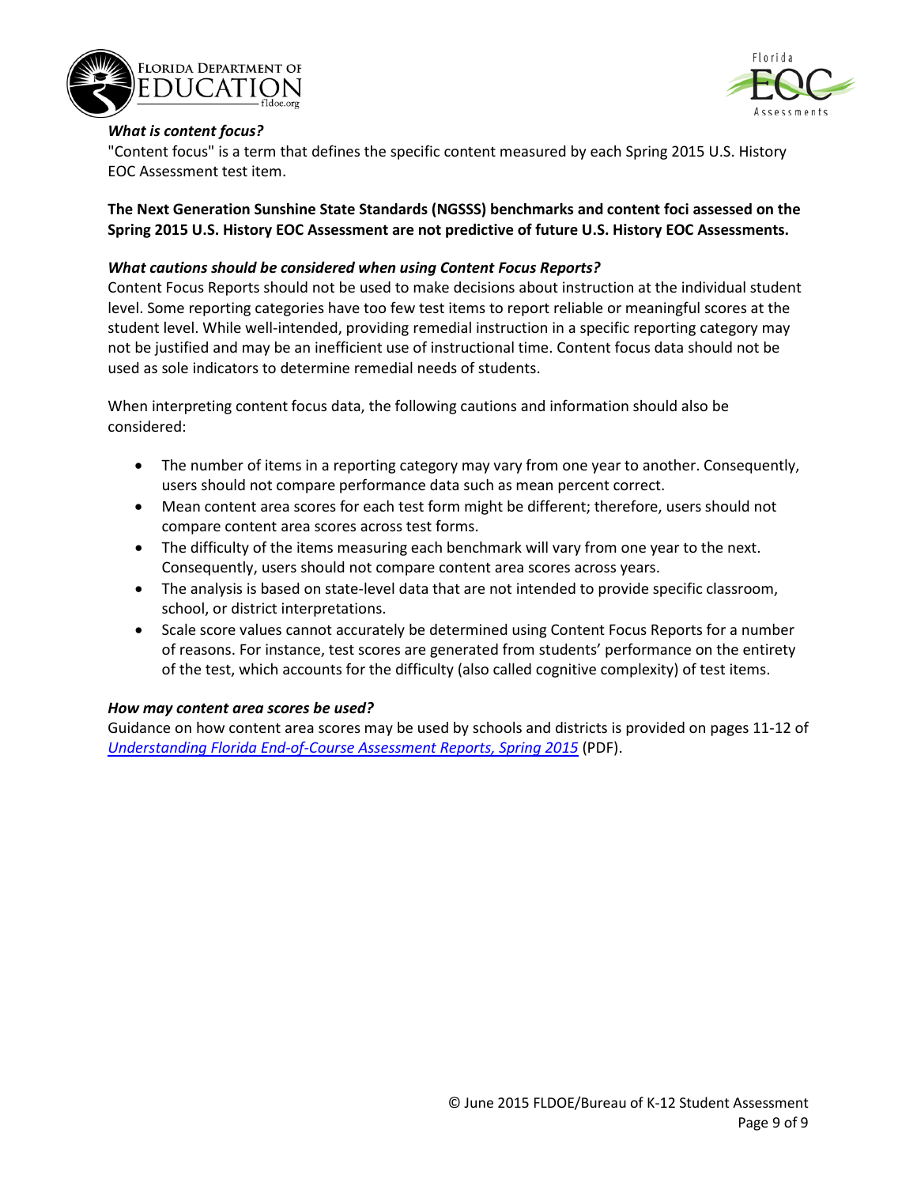### *What is content focus?*

"Content focus" is a term that defines the specific content measured by each Spring 2015 U.S. History EOC Assessment test item.

**The Next Generation Sunshine State Standards (NGSSS) benchmarks and content foci assessed on the Spring 2015 U.S. History EOC Assessment are not predictive of future U.S. History EOC Assessments.**

### *What cautions should be considered when using Content Focus Reports?*

Content Focus Reports should not be used to make decisions about instruction at the individual student level. Some reporting categories have too few test items to report reliable or meaningful scores at the student level. While well-intended, providing remedial instruction in a specific reporting category may not be justified and may be an inefficient use of instructional time. Content focus data should not be used as sole indicators to determine remedial needs of students.

When interpreting content focus data, the following cautions and information should also be considered:

- The number of items in a reporting category may vary from one year to another. Consequently, users should not compare performance data such as mean percent correct.
- Mean content area scores for each test form might be different; therefore, users should not compare content area scores across test forms.
- The difficulty of the items measuring each benchmark will vary from one year to the next. Consequently, users should not compare content area scores across years.
- The analysis is based on state-level data that are not intended to provide specific classroom, school, or district interpretations.
- Scale score values cannot accurately be determined using Content Focus Reports for a number of reasons. For instance, test scores are generated from students' performance on the entirety of the test, which accounts for the difficulty (also called cognitive complexity) of test items.

### *How may content area scores be used?*

Guidance on how content area scores may be used by schools and districts is provided on pages 11-12 of *Understanding Florida End-of-Course Assessment Reports, Spring 2015* (PDF).

© June 2015 FLDOE/Bureau of K-12 Student Assessment